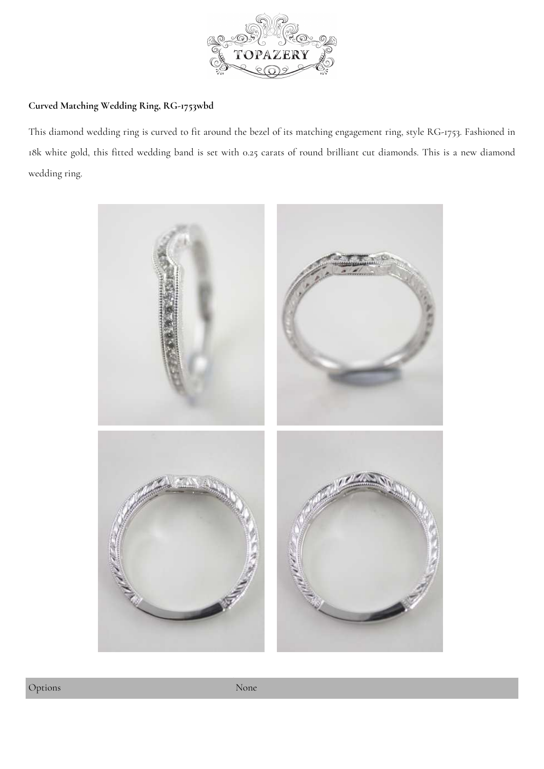**Curved Matching Wedding Ring, RG-1753wbd**

This diamond wedding ring is curved to fit around the bezel of its matching engagement ring, style RG-1753. Fashioned in 18k white gold, this fitted wedding band is set with 0.25 carats of round brilliant cut diamonds. This is a new diamond wedding ring.

| Options | None |
| --- | --- |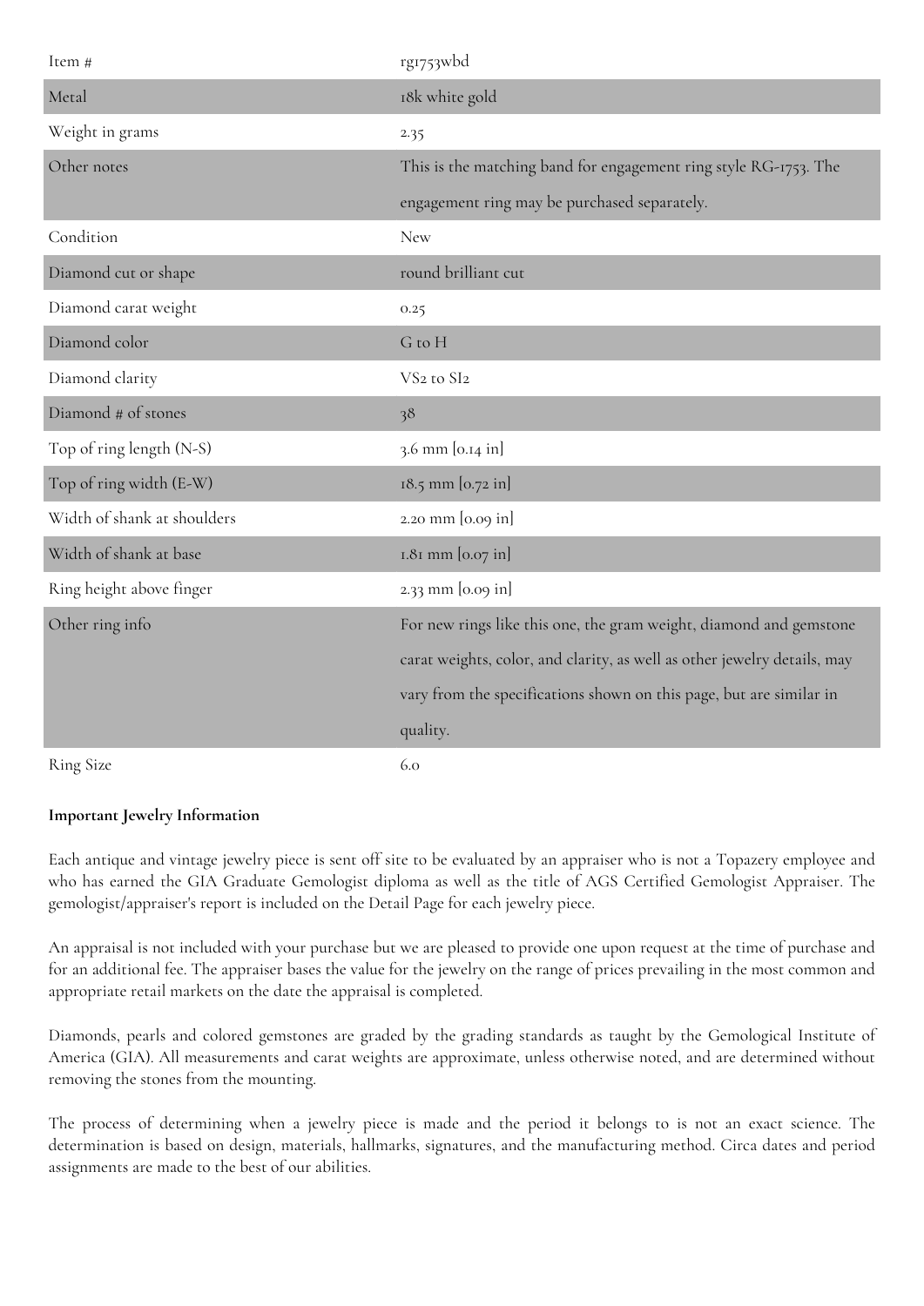| Item # | rg1753wbd |
|---|---|
| Metal | 18k white gold |
| Weight in grams | 2.35 |
| Other notes | This is the matching band for engagement ring style RG-1753. The engagement ring may be purchased separately. |
| Condition | New |
| Diamond cut or shape | round brilliant cut |
| Diamond carat weight | 0.25 |
| Diamond color | G to H |
| Diamond clarity | VS2 to SI2 |
| Diamond # of stones | 38 |
| Top of ring length (N-S) | 3.6 mm [0.14 in] |
| Top of ring width (E-W) | 18.5 mm [0.72 in] |
| Width of shank at shoulders | 2.20 mm [0.09 in] |
| Width of shank at base | 1.81 mm [0.07 in] |
| Ring height above finger | 2.33 mm [0.09 in] |
| Other ring info | For new rings like this one, the gram weight, diamond and gemstone carat weights, color, and clarity, as well as other jewelry details, may vary from the specifications shown on this page, but are similar in quality. |
| Ring Size | 6.0 |

**Important Jewelry Information**

Each antique and vintage jewelry piece is sent off site to be evaluated by an appraiser who is not a Topazery employee and who has earned the GIA Graduate Gemologist diploma as well as the title of AGS Certified Gemologist Appraiser. The gemologist/appraiser's report is included on the Detail Page for each jewelry piece.

An appraisal is not included with your purchase but we are pleased to provide one upon request at the time of purchase and for an additional fee. The appraiser bases the value for the jewelry on the range of prices prevailing in the most common and appropriate retail markets on the date the appraisal is completed.

Diamonds, pearls and colored gemstones are graded by the grading standards as taught by the Gemological Institute of America (GIA). All measurements and carat weights are approximate, unless otherwise noted, and are determined without removing the stones from the mounting.

The process of determining when a jewelry piece is made and the period it belongs to is not an exact science. The determination is based on design, materials, hallmarks, signatures, and the manufacturing method. Circa dates and period assignments are made to the best of our abilities.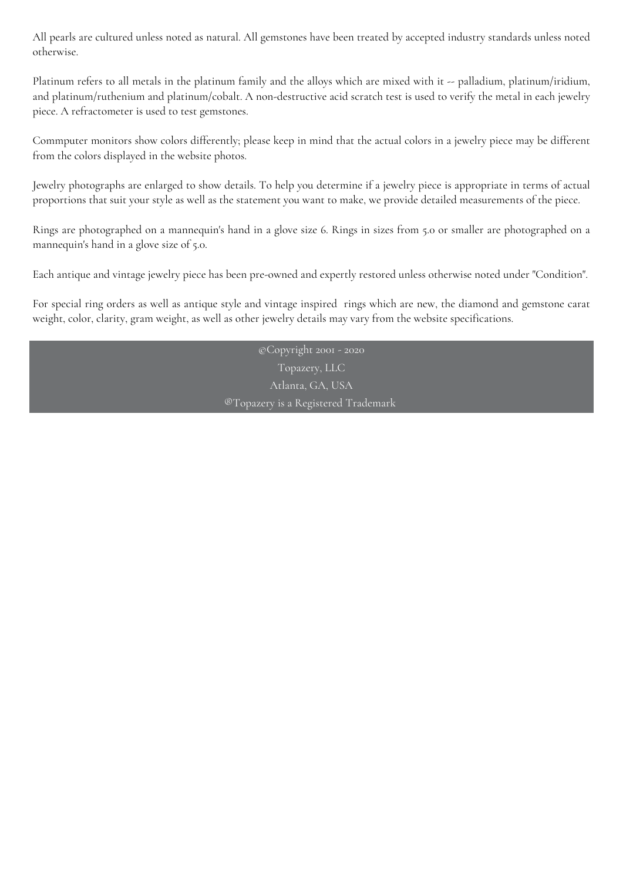All pearls are cultured unless noted as natural. All gemstones have been treated by accepted industry standards unless noted otherwise.

Platinum refers to all metals in the platinum family and the alloys which are mixed with it -- palladium, platinum/iridium, and platinum/ruthenium and platinum/cobalt. A non-destructive acid scratch test is used to verify the metal in each jewelry piece. A refractometer is used to test gemstones.

Commputer monitors show colors differently; please keep in mind that the actual colors in a jewelry piece may be different from the colors displayed in the website photos.

Jewelry photographs are enlarged to show details. To help you determine if a jewelry piece is appropriate in terms of actual proportions that suit your style as well as the statement you want to make, we provide detailed measurements of the piece.

Rings are photographed on a mannequin's hand in a glove size 6. Rings in sizes from 5.0 or smaller are photographed on a mannequin's hand in a glove size of 5.0.

Each antique and vintage jewelry piece has been pre-owned and expertly restored unless otherwise noted under "Condition".

For special ring orders as well as antique style and vintage inspired rings which are new, the diamond and gemstone carat weight, color, clarity, gram weight, as well as other jewelry details may vary from the website specifications.

©Copyright 2001 - 2020

Topazery, LLC

Atlanta, GA, USA

®Topazery is a Registered Trademark